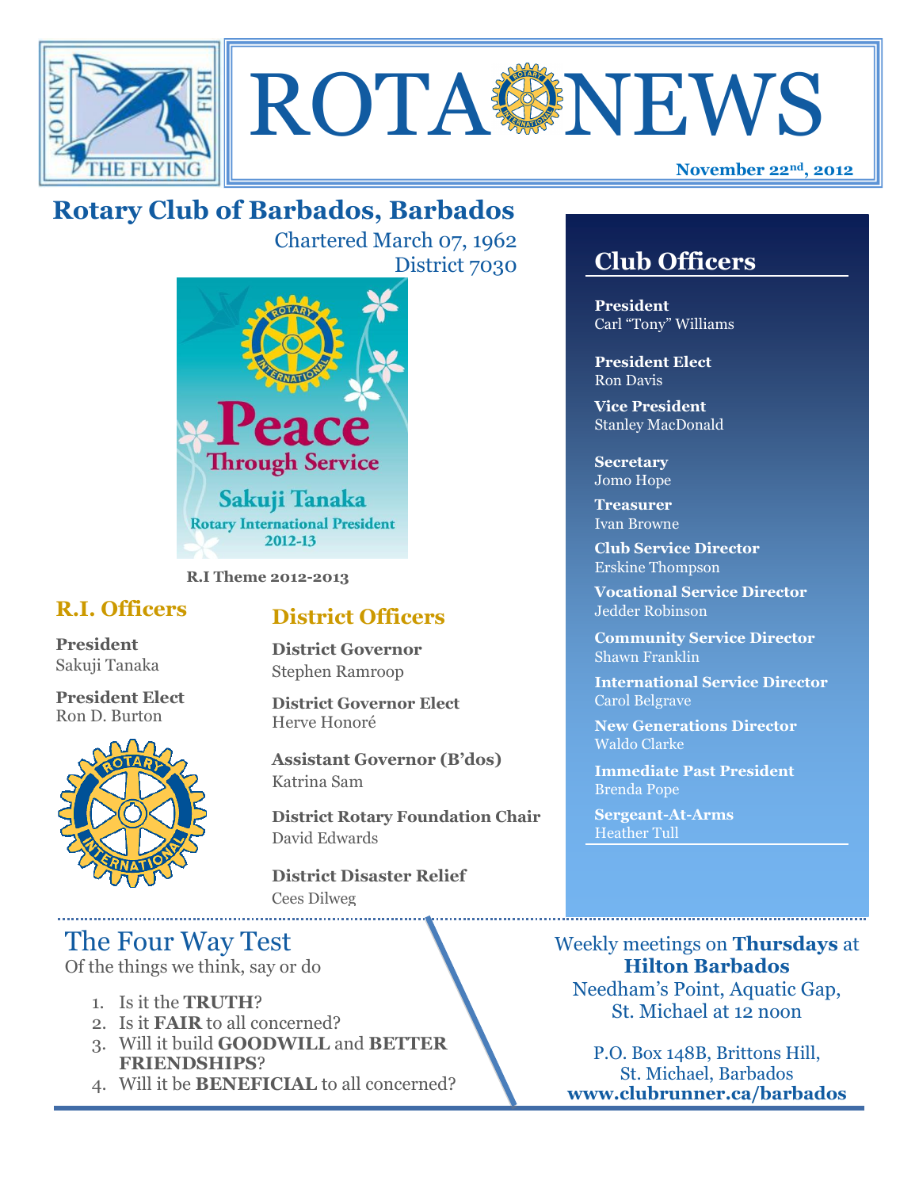# ROTA NEWS

**November 22nd, 2012**

## Rotary Club of Barbados, Barbados

Chartered March 07, 1962
District 7030

**R.I Theme 2012-2013**

### R.I. Officers

**President**
Sakuji Tanaka

**President Elect**
Ron D. Burton

### District Officers

**District Governor**
Stephen Ramroop

**District Governor Elect**
Herve Honoré

**Assistant Governor (B'dos)**
Katrina Sam

**District Rotary Foundation Chair**
David Edwards

**District Disaster Relief**
Cees Dilweg

### Club Officers

**President**
Carl "Tony" Williams

**President Elect**
Ron Davis

**Vice President**
Stanley MacDonald

**Secretary**
Jomo Hope

**Treasurer**
Ivan Browne

**Club Service Director**
Erskine Thompson

**Vocational Service Director**
Jedder Robinson

**Community Service Director**
Shawn Franklin

**International Service Director**
Carol Belgrave

**New Generations Director**
Waldo Clarke

**Immediate Past President**
Brenda Pope

**Sergeant-At-Arms**
Heather Tull

## The Four Way Test

Of the things we think, say or do

1. Is it the **TRUTH**?
2. Is it **FAIR** to all concerned?
3. Will it build **GOODWILL** and **BETTER FRIENDSHIPS**?
4. Will it be **BENEFICIAL** to all concerned?

Weekly meetings on **Thursdays** at **Hilton Barbados**
Needham's Point, Aquatic Gap,
St. Michael at 12 noon

P.O. Box 148B, Brittons Hill,
St. Michael, Barbados
**www.clubrunner.ca/barbados**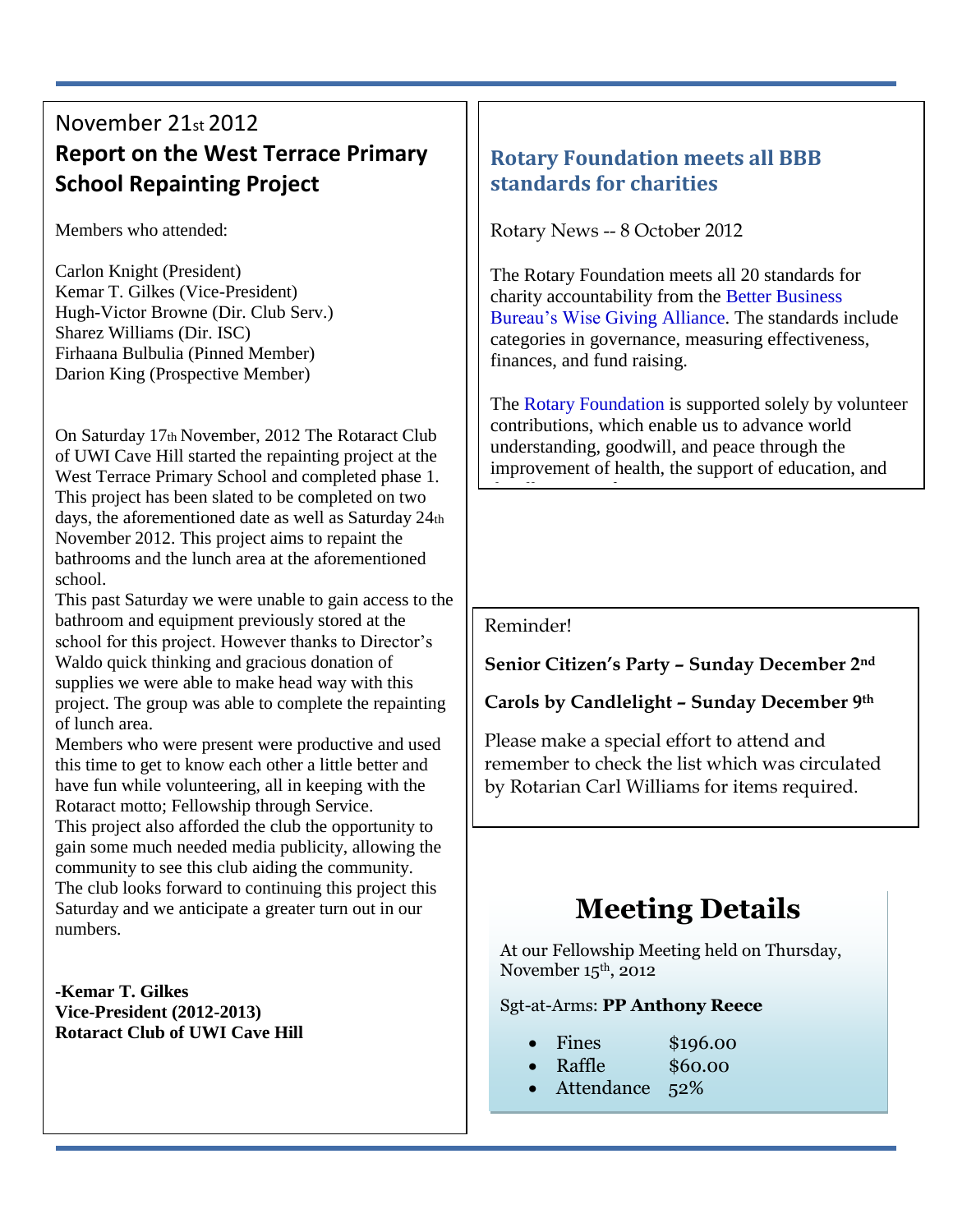November 21st 2012

## Report on the West Terrace Primary School Repainting Project

Members who attended:

Carlon Knight (President)
Kemar T. Gilkes (Vice-President)
Hugh-Victor Browne (Dir. Club Serv.)
Sharez Williams (Dir. ISC)
Firhaana Bulbulia (Pinned Member)
Darion King (Prospective Member)

On Saturday 17th November, 2012 The Rotaract Club of UWI Cave Hill started the repainting project at the West Terrace Primary School and completed phase 1. This project has been slated to be completed on two days, the aforementioned date as well as Saturday 24th November 2012. This project aims to repaint the bathrooms and the lunch area at the aforementioned school.

This past Saturday we were unable to gain access to the bathroom and equipment previously stored at the school for this project. However thanks to Director's Waldo quick thinking and gracious donation of supplies we were able to make head way with this project. The group was able to complete the repainting of lunch area.

Members who were present were productive and used this time to get to know each other a little better and have fun while volunteering, all in keeping with the Rotaract motto; Fellowship through Service.

This project also afforded the club the opportunity to gain some much needed media publicity, allowing the community to see this club aiding the community.

The club looks forward to continuing this project this Saturday and we anticipate a greater turn out in our numbers.

**-Kemar T. Gilkes**
**Vice-President (2012-2013)**
**Rotaract Club of UWI Cave Hill**

## Rotary Foundation meets all BBB standards for charities

Rotary News -- 8 October 2012

The Rotary Foundation meets all 20 standards for charity accountability from the Better Business Bureau's Wise Giving Alliance. The standards include categories in governance, measuring effectiveness, finances, and fund raising.

The Rotary Foundation is supported solely by volunteer contributions, which enable us to advance world understanding, goodwill, and peace through the improvement of health, the support of education, and

Reminder!

**Senior Citizen's Party – Sunday December 2nd**

**Carols by Candlelight – Sunday December 9th**

Please make a special effort to attend and remember to check the list which was circulated by Rotarian Carl Williams for items required.

## Meeting Details

At our Fellowship Meeting held on Thursday, November 15th, 2012

Sgt-at-Arms: **PP Anthony Reece**

- Fines $196.00
- Raffle $60.00
- Attendance 52%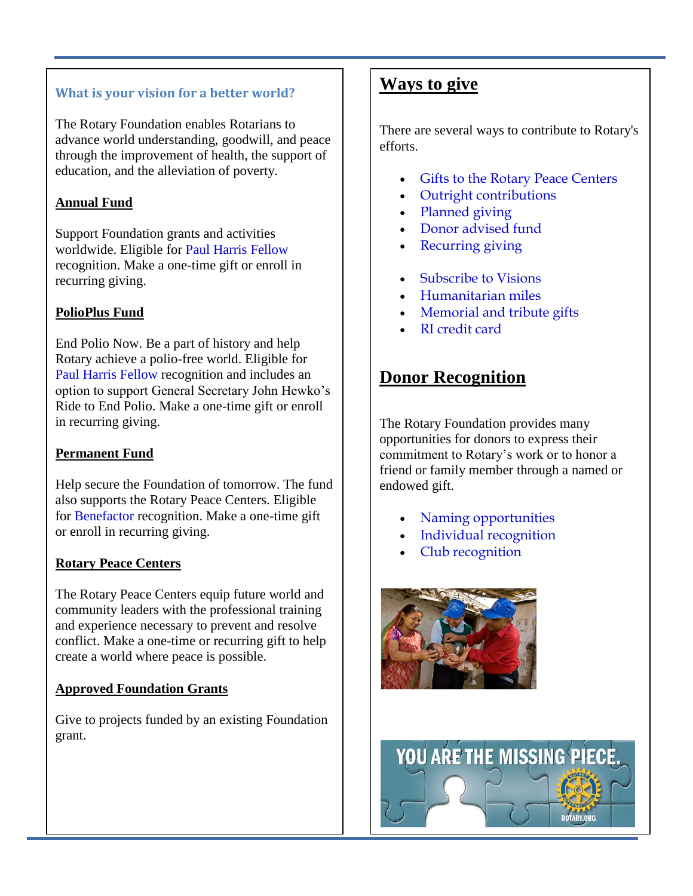### What is your vision for a better world?

The Rotary Foundation enables Rotarians to advance world understanding, goodwill, and peace through the improvement of health, the support of education, and the alleviation of poverty.

**Annual Fund**

Support Foundation grants and activities worldwide. Eligible for Paul Harris Fellow recognition. Make a one-time gift or enroll in recurring giving.

**PolioPlus Fund**

End Polio Now. Be a part of history and help Rotary achieve a polio-free world. Eligible for Paul Harris Fellow recognition and includes an option to support General Secretary John Hewko's Ride to End Polio. Make a one-time gift or enroll in recurring giving.

**Permanent Fund**

Help secure the Foundation of tomorrow. The fund also supports the Rotary Peace Centers. Eligible for Benefactor recognition. Make a one-time gift or enroll in recurring giving.

**Rotary Peace Centers**

The Rotary Peace Centers equip future world and community leaders with the professional training and experience necessary to prevent and resolve conflict. Make a one-time or recurring gift to help create a world where peace is possible.

**Approved Foundation Grants**

Give to projects funded by an existing Foundation grant.

## Ways to give

There are several ways to contribute to Rotary's efforts.

- Gifts to the Rotary Peace Centers
- Outright contributions
- Planned giving
- Donor advised fund
- Recurring giving
- Subscribe to Visions
- Humanitarian miles
- Memorial and tribute gifts
- RI credit card

## Donor Recognition

The Rotary Foundation provides many opportunities for donors to express their commitment to Rotary's work or to honor a friend or family member through a named or endowed gift.

- Naming opportunities
- Individual recognition
- Club recognition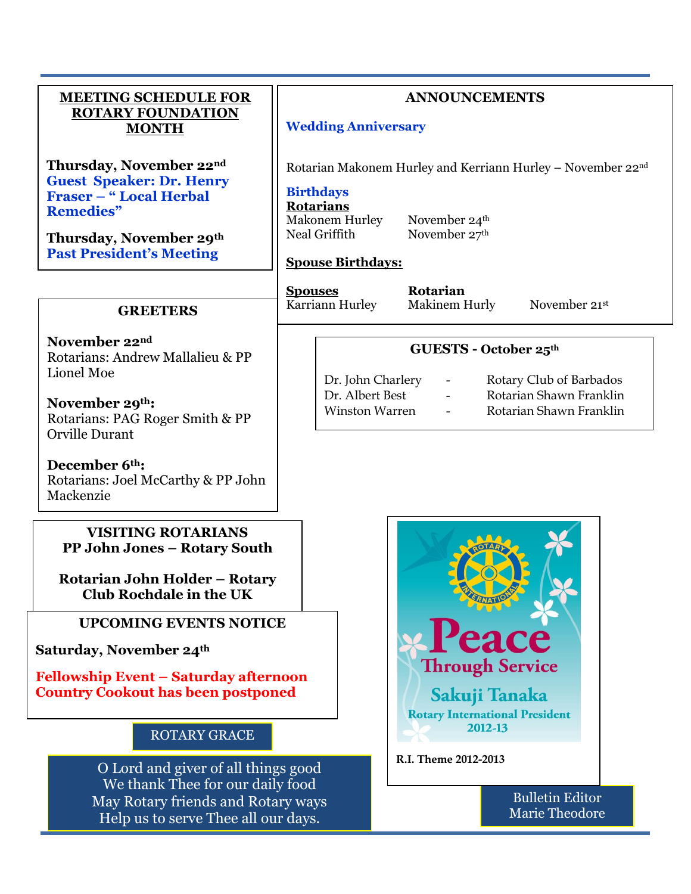## MEETING SCHEDULE FOR ROTARY FOUNDATION MONTH

**Thursday, November 22nd**
**Guest Speaker: Dr. Henry Fraser – " Local Herbal Remedies"**

**Thursday, November 29th**
**Past President's Meeting**

## ANNOUNCEMENTS

**Wedding Anniversary**

Rotarian Makonem Hurley and Kerriann Hurley – November 22nd

**Birthdays**

**Rotarians**

| | |
|---|---|
| Makonem Hurley | November 24th |
| Neal Griffith | November 27th |

**Spouse Birthdays:**

| Spouses | Rotarian | |
|---|---|---|
| Karriann Hurley | Makinem Hurly | November 21st |

## GREETERS

**November 22nd**
Rotarians: Andrew Mallalieu & PP Lionel Moe

**November 29th:**
Rotarians: PAG Roger Smith & PP Orville Durant

**December 6th:**
Rotarians: Joel McCarthy & PP John Mackenzie

## GUESTS - October 25th

| | | |
|---|---|---|
| Dr. John Charlery | - | Rotary Club of Barbados |
| Dr. Albert Best | - | Rotarian Shawn Franklin |
| Winston Warren | - | Rotarian Shawn Franklin |

## VISITING ROTARIANS

**PP John Jones – Rotary South**

**Rotarian John Holder – Rotary Club Rochdale in the UK**

## UPCOMING EVENTS NOTICE

**Saturday, November 24th**

**Fellowship Event – Saturday afternoon Country Cookout has been postponed**

Peace Through Service
Sakuji Tanaka
Rotary International President 2012-13

**R.I. Theme 2012-2013**

## ROTARY GRACE

O Lord and giver of all things good
We thank Thee for our daily food
May Rotary friends and Rotary ways
Help us to serve Thee all our days.

Bulletin Editor
Marie Theodore